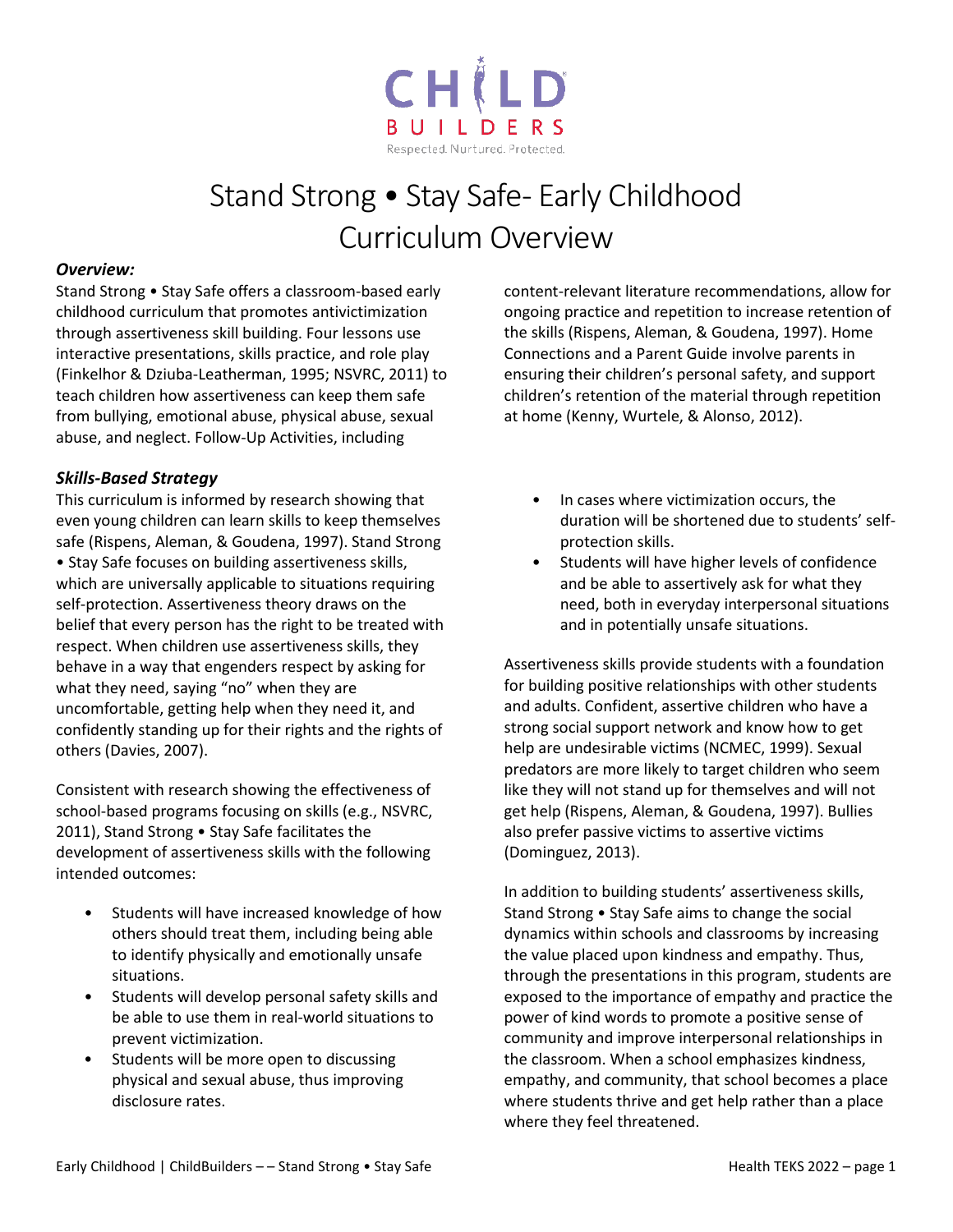CHILD BUILDERS

Respected. Nurtured. Protected.

# Stand Strong • Stay Safe- Early Childhood Curriculum Overview

***Overview:***

Stand Strong • Stay Safe offers a classroom-based early childhood curriculum that promotes antivictimization through assertiveness skill building. Four lessons use interactive presentations, skills practice, and role play (Finkelhor & Dziuba-Leatherman, 1995; NSVRC, 2011) to teach children how assertiveness can keep them safe from bullying, emotional abuse, physical abuse, sexual abuse, and neglect. Follow-Up Activities, including content-relevant literature recommendations, allow for ongoing practice and repetition to increase retention of the skills (Rispens, Aleman, & Goudena, 1997). Home Connections and a Parent Guide involve parents in ensuring their children's personal safety, and support children's retention of the material through repetition at home (Kenny, Wurtele, & Alonso, 2012).

***Skills-Based Strategy***

This curriculum is informed by research showing that even young children can learn skills to keep themselves safe (Rispens, Aleman, & Goudena, 1997). Stand Strong • Stay Safe focuses on building assertiveness skills, which are universally applicable to situations requiring self-protection. Assertiveness theory draws on the belief that every person has the right to be treated with respect. When children use assertiveness skills, they behave in a way that engenders respect by asking for what they need, saying "no" when they are uncomfortable, getting help when they need it, and confidently standing up for their rights and the rights of others (Davies, 2007).

Consistent with research showing the effectiveness of school-based programs focusing on skills (e.g., NSVRC, 2011), Stand Strong • Stay Safe facilitates the development of assertiveness skills with the following intended outcomes:

- Students will have increased knowledge of how others should treat them, including being able to identify physically and emotionally unsafe situations.
- Students will develop personal safety skills and be able to use them in real-world situations to prevent victimization.
- Students will be more open to discussing physical and sexual abuse, thus improving disclosure rates.
- In cases where victimization occurs, the duration will be shortened due to students' self-protection skills.
- Students will have higher levels of confidence and be able to assertively ask for what they need, both in everyday interpersonal situations and in potentially unsafe situations.

Assertiveness skills provide students with a foundation for building positive relationships with other students and adults. Confident, assertive children who have a strong social support network and know how to get help are undesirable victims (NCMEC, 1999). Sexual predators are more likely to target children who seem like they will not stand up for themselves and will not get help (Rispens, Aleman, & Goudena, 1997). Bullies also prefer passive victims to assertive victims (Dominguez, 2013).

In addition to building students' assertiveness skills, Stand Strong • Stay Safe aims to change the social dynamics within schools and classrooms by increasing the value placed upon kindness and empathy. Thus, through the presentations in this program, students are exposed to the importance of empathy and practice the power of kind words to promote a positive sense of community and improve interpersonal relationships in the classroom. When a school emphasizes kindness, empathy, and community, that school becomes a place where students thrive and get help rather than a place where they feel threatened.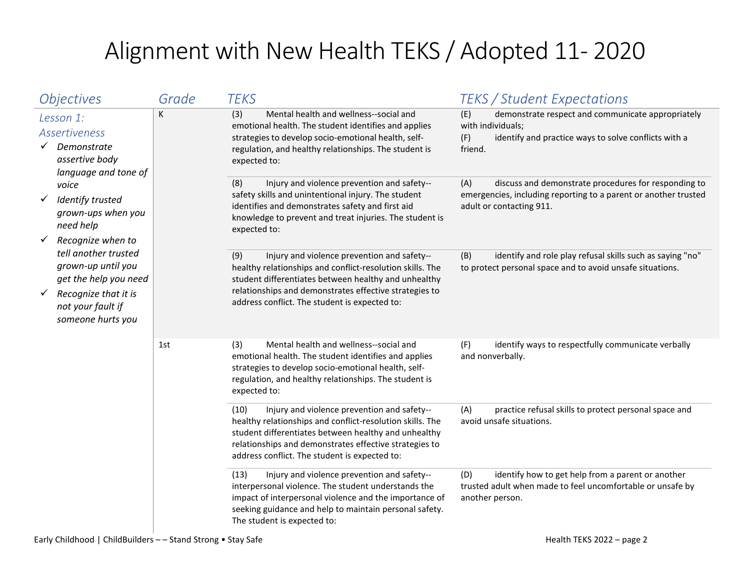# Alignment with New Health TEKS / Adopted 11- 2020

| *Objectives* | *Grade* | *TEKS* | *TEKS / Student Expectations* |
|---|---|---|---|
| *Lesson 1: Assertiveness*<br>✓ *Demonstrate assertive body language and tone of voice*<br>✓ *Identify trusted grown-ups when you need help*<br>✓ *Recognize when to tell another trusted grown-up until you get the help you need*<br>✓ *Recognize that it is not your fault if someone hurts you* | K | (3) Mental health and wellness--social and emotional health. The student identifies and applies strategies to develop socio-emotional health, self-regulation, and healthy relationships. The student is expected to: | (E) demonstrate respect and communicate appropriately with individuals;<br>(F) identify and practice ways to solve conflicts with a friend. |
| | | (8) Injury and violence prevention and safety--safety skills and unintentional injury. The student identifies and demonstrates safety and first aid knowledge to prevent and treat injuries. The student is expected to: | (A) discuss and demonstrate procedures for responding to emergencies, including reporting to a parent or another trusted adult or contacting 911. |
| | | (9) Injury and violence prevention and safety--healthy relationships and conflict-resolution skills. The student differentiates between healthy and unhealthy relationships and demonstrates effective strategies to address conflict. The student is expected to: | (B) identify and role play refusal skills such as saying "no" to protect personal space and to avoid unsafe situations. |
| | 1st | (3) Mental health and wellness--social and emotional health. The student identifies and applies strategies to develop socio-emotional health, self-regulation, and healthy relationships. The student is expected to: | (F) identify ways to respectfully communicate verbally and nonverbally. |
| | | (10) Injury and violence prevention and safety--healthy relationships and conflict-resolution skills. The student differentiates between healthy and unhealthy relationships and demonstrates effective strategies to address conflict. The student is expected to: | (A) practice refusal skills to protect personal space and avoid unsafe situations. |
| | | (13) Injury and violence prevention and safety--interpersonal violence. The student understands the impact of interpersonal violence and the importance of seeking guidance and help to maintain personal safety. The student is expected to: | (D) identify how to get help from a parent or another trusted adult when made to feel uncomfortable or unsafe by another person. |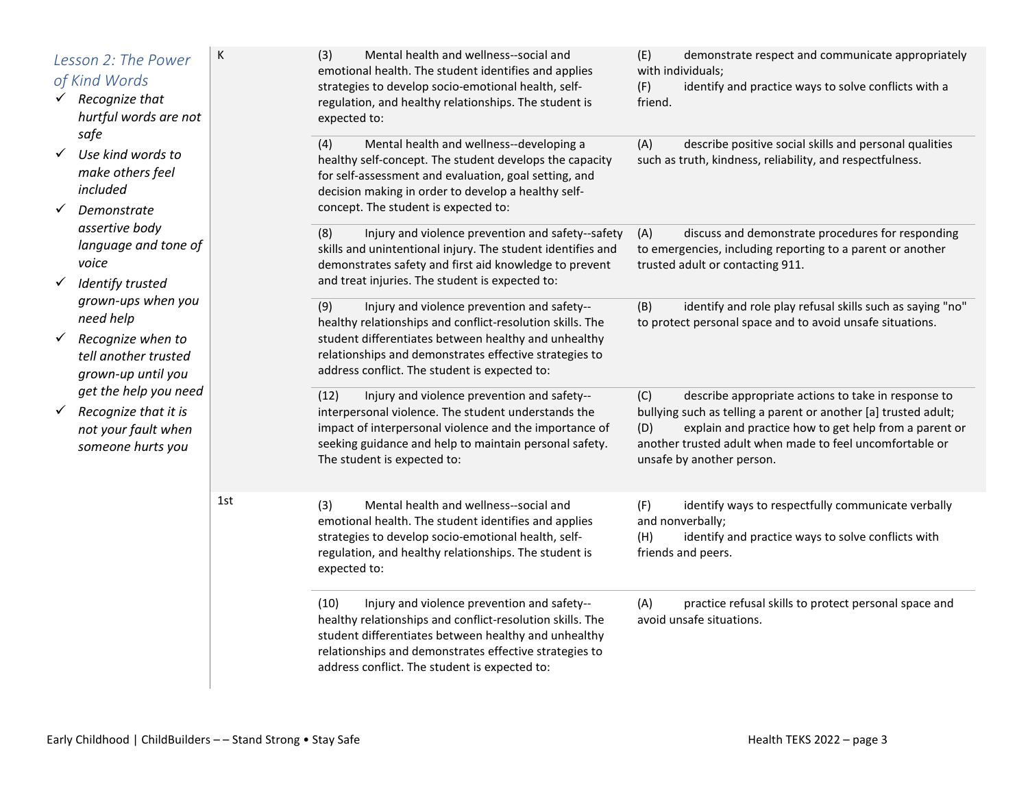| Lesson | Grade | Knowledge and Skills Statement | Student Expectations |
| --- | --- | --- | --- |
| *Lesson 2: The Power of Kind Words*<br>✓ *Recognize that hurtful words are not safe*<br>✓ *Use kind words to make others feel included*<br>✓ *Demonstrate assertive body language and tone of voice*<br>✓ *Identify trusted grown-ups when you need help*<br>✓ *Recognize when to tell another trusted grown-up until you get the help you need*<br>✓ *Recognize that it is not your fault when someone hurts you* | K | (3) Mental health and wellness--social and emotional health. The student identifies and applies strategies to develop socio-emotional health, self-regulation, and healthy relationships. The student is expected to: | (E) demonstrate respect and communicate appropriately with individuals;<br>(F) identify and practice ways to solve conflicts with a friend. |
| | | (4) Mental health and wellness--developing a healthy self-concept. The student develops the capacity for self-assessment and evaluation, goal setting, and decision making in order to develop a healthy self-concept. The student is expected to: | (A) describe positive social skills and personal qualities such as truth, kindness, reliability, and respectfulness. |
| | | (8) Injury and violence prevention and safety--safety skills and unintentional injury. The student identifies and demonstrates safety and first aid knowledge to prevent and treat injuries. The student is expected to: | (A) discuss and demonstrate procedures for responding to emergencies, including reporting to a parent or another trusted adult or contacting 911. |
| | | (9) Injury and violence prevention and safety--healthy relationships and conflict-resolution skills. The student differentiates between healthy and unhealthy relationships and demonstrates effective strategies to address conflict. The student is expected to: | (B) identify and role play refusal skills such as saying "no" to protect personal space and to avoid unsafe situations. |
| | | (12) Injury and violence prevention and safety--interpersonal violence. The student understands the impact of interpersonal violence and the importance of seeking guidance and help to maintain personal safety. The student is expected to: | (C) describe appropriate actions to take in response to bullying such as telling a parent or another [a] trusted adult;<br>(D) explain and practice how to get help from a parent or another trusted adult when made to feel uncomfortable or unsafe by another person. |
| | 1st | (3) Mental health and wellness--social and emotional health. The student identifies and applies strategies to develop socio-emotional health, self-regulation, and healthy relationships. The student is expected to: | (F) identify ways to respectfully communicate verbally and nonverbally;<br>(H) identify and practice ways to solve conflicts with friends and peers. |
| | | (10) Injury and violence prevention and safety--healthy relationships and conflict-resolution skills. The student differentiates between healthy and unhealthy relationships and demonstrates effective strategies to address conflict. The student is expected to: | (A) practice refusal skills to protect personal space and avoid unsafe situations. |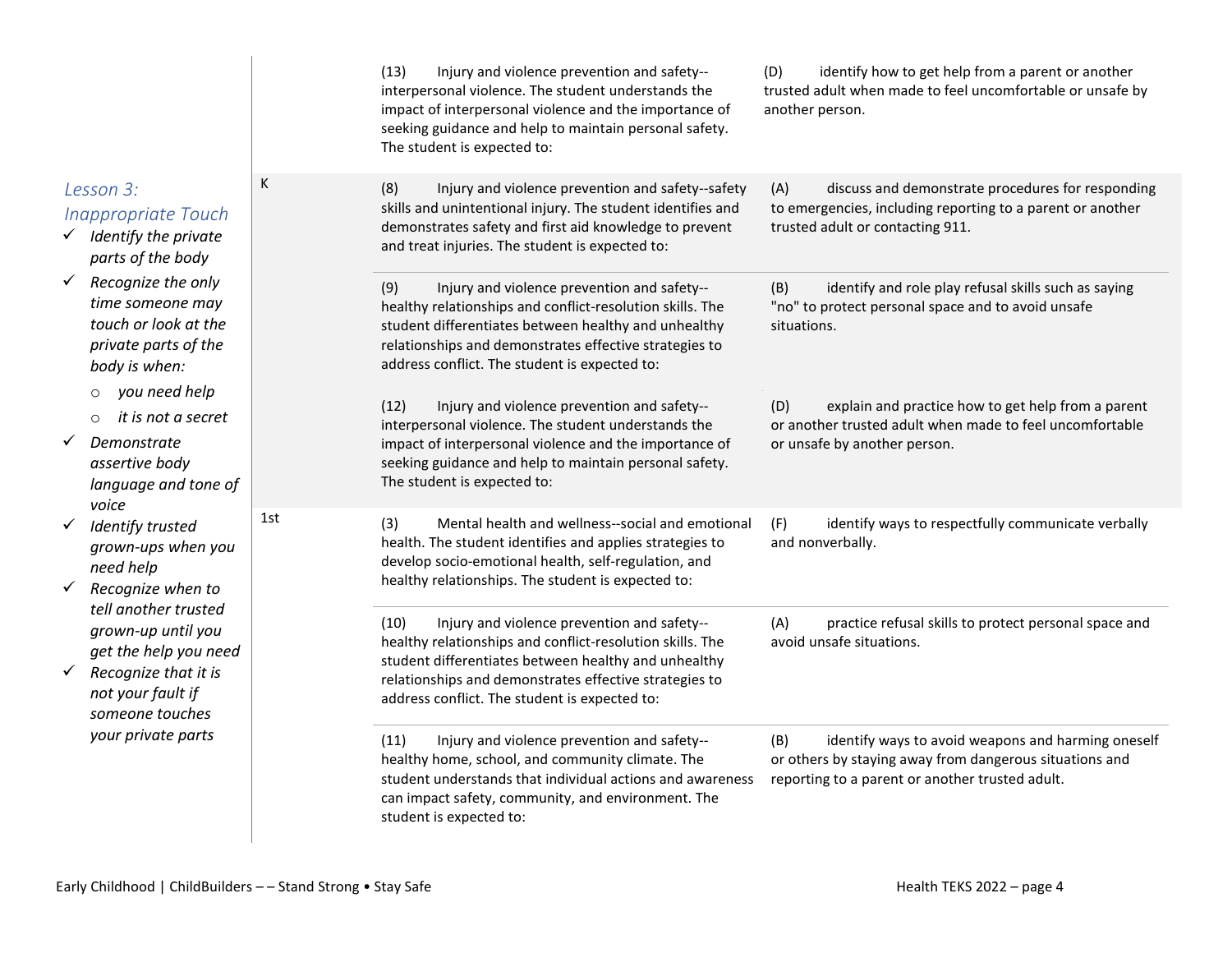| | | | |
|---|---|---|---|
| | | (13) Injury and violence prevention and safety--interpersonal violence. The student understands the impact of interpersonal violence and the importance of seeking guidance and help to maintain personal safety. The student is expected to: | (D) identify how to get help from a parent or another trusted adult when made to feel uncomfortable or unsafe by another person. |
| *Lesson 3: Inappropriate Touch*<br>✓ *Identify the private parts of the body*<br>✓ *Recognize the only time someone may touch or look at the private parts of the body is when:*<br>○ *you need help*<br>○ *it is not a secret*<br>✓ *Demonstrate assertive body language and tone of voice*<br>✓ *Identify trusted grown-ups when you need help*<br>✓ *Recognize when to tell another trusted grown-up until you get the help you need*<br>✓ *Recognize that it is not your fault if someone touches your private parts* | K | (8) Injury and violence prevention and safety--safety skills and unintentional injury. The student identifies and demonstrates safety and first aid knowledge to prevent and treat injuries. The student is expected to: | (A) discuss and demonstrate procedures for responding to emergencies, including reporting to a parent or another trusted adult or contacting 911. |
| | | (9) Injury and violence prevention and safety--healthy relationships and conflict-resolution skills. The student differentiates between healthy and unhealthy relationships and demonstrates effective strategies to address conflict. The student is expected to: | (B) identify and role play refusal skills such as saying "no" to protect personal space and to avoid unsafe situations. |
| | | (12) Injury and violence prevention and safety--interpersonal violence. The student understands the impact of interpersonal violence and the importance of seeking guidance and help to maintain personal safety. The student is expected to: | (D) explain and practice how to get help from a parent or another trusted adult when made to feel uncomfortable or unsafe by another person. |
| | 1st | (3) Mental health and wellness--social and emotional health. The student identifies and applies strategies to develop socio-emotional health, self-regulation, and healthy relationships. The student is expected to: | (F) identify ways to respectfully communicate verbally and nonverbally. |
| | | (10) Injury and violence prevention and safety--healthy relationships and conflict-resolution skills. The student differentiates between healthy and unhealthy relationships and demonstrates effective strategies to address conflict. The student is expected to: | (A) practice refusal skills to protect personal space and avoid unsafe situations. |
| | | (11) Injury and violence prevention and safety--healthy home, school, and community climate. The student understands that individual actions and awareness can impact safety, community, and environment. The student is expected to: | (B) identify ways to avoid weapons and harming oneself or others by staying away from dangerous situations and reporting to a parent or another trusted adult. |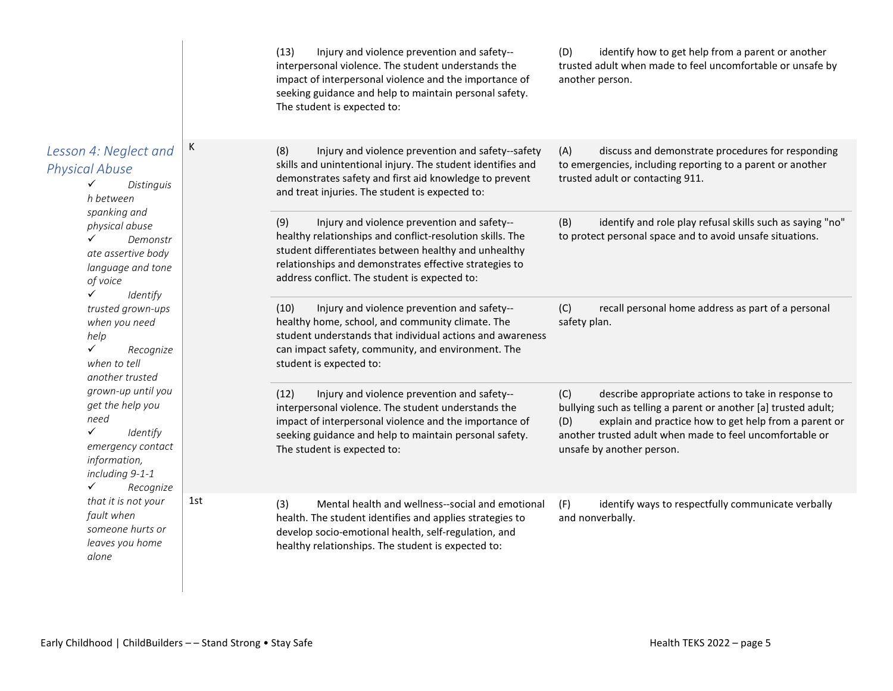| Lesson | Grade | Knowledge and Skills Statement | Student Expectations |
|---|---|---|---|
| | | (13) Injury and violence prevention and safety--interpersonal violence. The student understands the impact of interpersonal violence and the importance of seeking guidance and help to maintain personal safety. The student is expected to: | (D) identify how to get help from a parent or another trusted adult when made to feel uncomfortable or unsafe by another person. |
| *Lesson 4: Neglect and Physical Abuse*<br>✓ *Distinguish between spanking and physical abuse*<br>✓ *Demonstrate assertive body language and tone of voice*<br>✓ *Identify trusted grown-ups when you need help*<br>✓ *Recognize when to tell another trusted grown-up until you get the help you need*<br>✓ *Identify emergency contact information, including 9-1-1*<br>✓ *Recognize that it is not your fault when someone hurts or leaves you home alone* | K | (8) Injury and violence prevention and safety--safety skills and unintentional injury. The student identifies and demonstrates safety and first aid knowledge to prevent and treat injuries. The student is expected to: | (A) discuss and demonstrate procedures for responding to emergencies, including reporting to a parent or another trusted adult or contacting 911. |
| | | (9) Injury and violence prevention and safety--healthy relationships and conflict-resolution skills. The student differentiates between healthy and unhealthy relationships and demonstrates effective strategies to address conflict. The student is expected to: | (B) identify and role play refusal skills such as saying "no" to protect personal space and to avoid unsafe situations. |
| | | (10) Injury and violence prevention and safety--healthy home, school, and community climate. The student understands that individual actions and awareness can impact safety, community, and environment. The student is expected to: | (C) recall personal home address as part of a personal safety plan. |
| | | (12) Injury and violence prevention and safety--interpersonal violence. The student understands the impact of interpersonal violence and the importance of seeking guidance and help to maintain personal safety. The student is expected to: | (C) describe appropriate actions to take in response to bullying such as telling a parent or another [a] trusted adult;<br>(D) explain and practice how to get help from a parent or another trusted adult when made to feel uncomfortable or unsafe by another person. |
| | 1st | (3) Mental health and wellness--social and emotional health. The student identifies and applies strategies to develop socio-emotional health, self-regulation, and healthy relationships. The student is expected to: | (F) identify ways to respectfully communicate verbally and nonverbally. |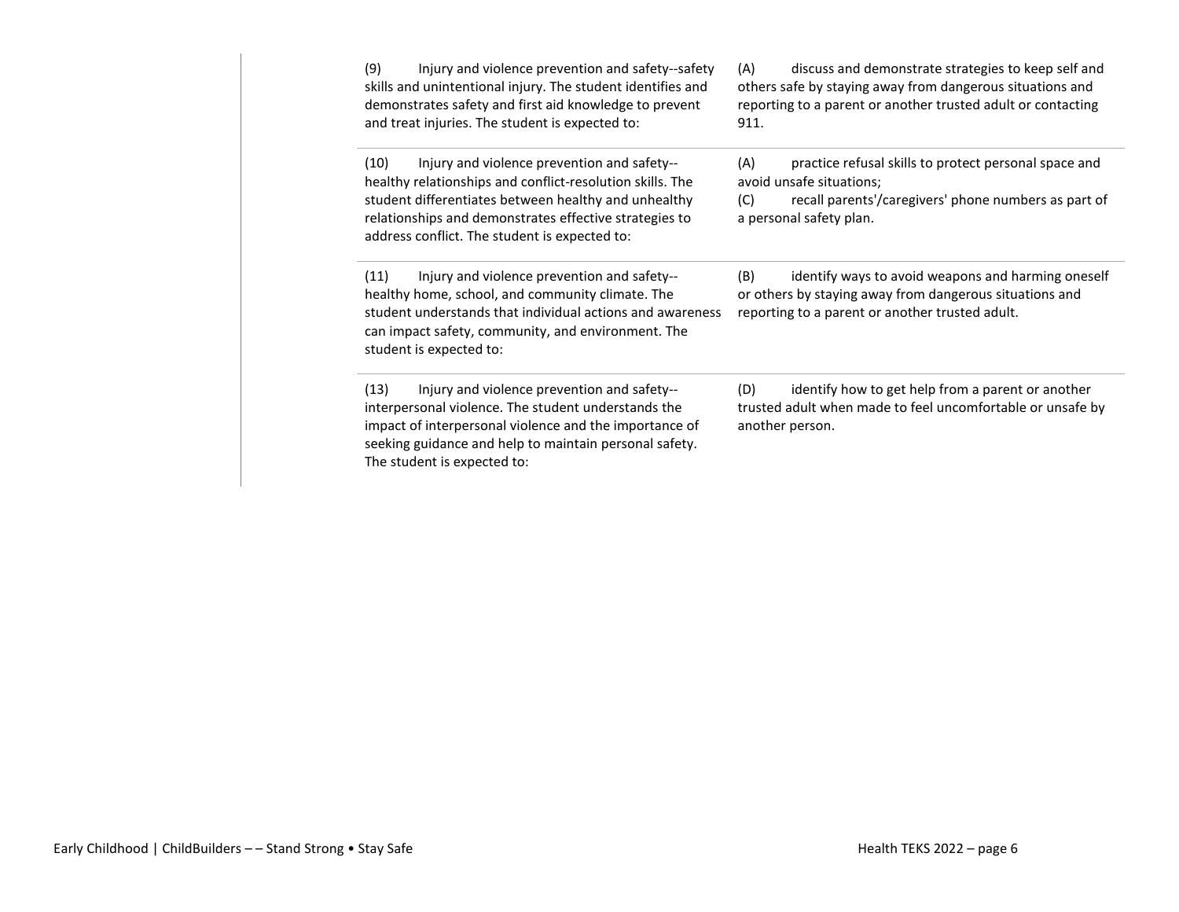| | |
|---|---|
| (9) Injury and violence prevention and safety--safety skills and unintentional injury. The student identifies and demonstrates safety and first aid knowledge to prevent and treat injuries. The student is expected to: | (A) discuss and demonstrate strategies to keep self and others safe by staying away from dangerous situations and reporting to a parent or another trusted adult or contacting 911. |
| (10) Injury and violence prevention and safety--healthy relationships and conflict-resolution skills. The student differentiates between healthy and unhealthy relationships and demonstrates effective strategies to address conflict. The student is expected to: | (A) practice refusal skills to protect personal space and avoid unsafe situations;<br>(C) recall parents'/caregivers' phone numbers as part of a personal safety plan. |
| (11) Injury and violence prevention and safety--healthy home, school, and community climate. The student understands that individual actions and awareness can impact safety, community, and environment. The student is expected to: | (B) identify ways to avoid weapons and harming oneself or others by staying away from dangerous situations and reporting to a parent or another trusted adult. |
| (13) Injury and violence prevention and safety--interpersonal violence. The student understands the impact of interpersonal violence and the importance of seeking guidance and help to maintain personal safety. The student is expected to: | (D) identify how to get help from a parent or another trusted adult when made to feel uncomfortable or unsafe by another person. |